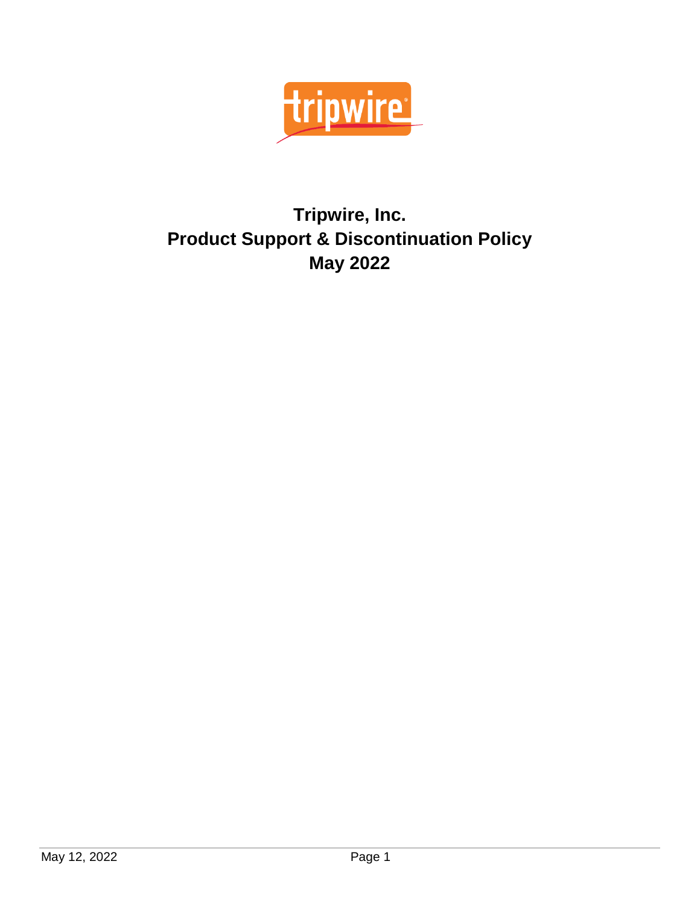# Tripwire, Inc.
# Product Support & Discontinuation Policy
# May 2022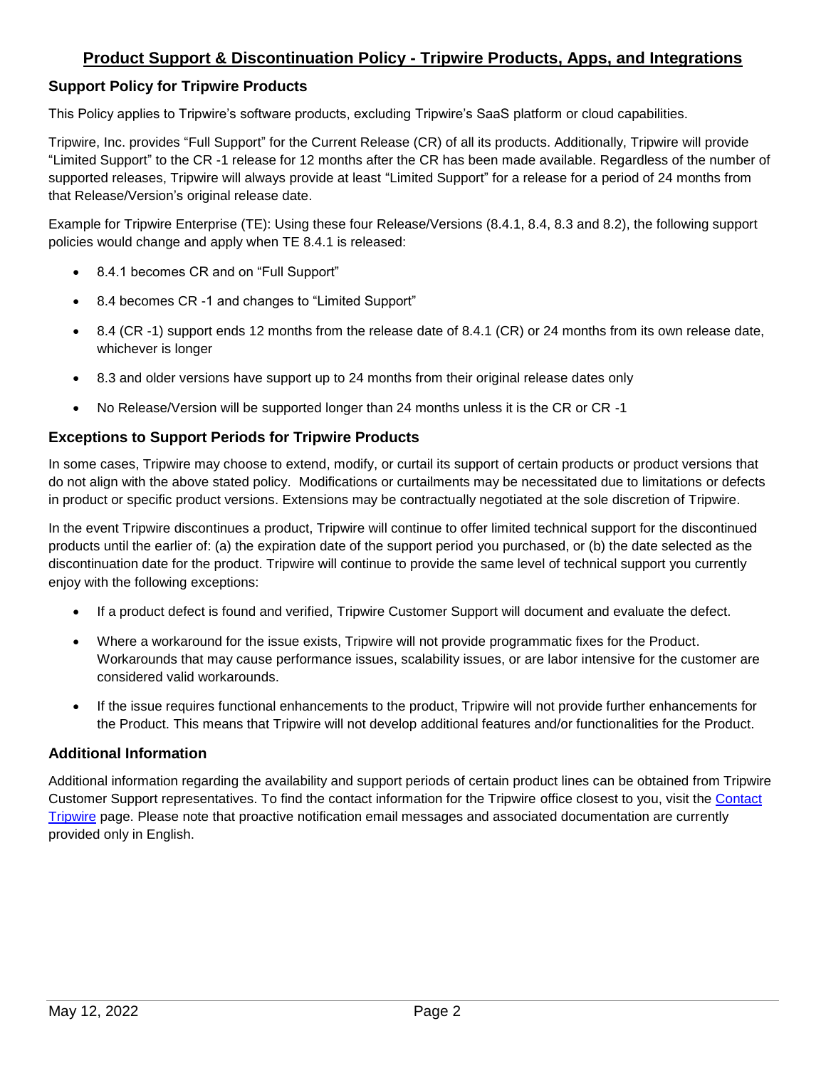## Product Support & Discontinuation Policy - Tripwire Products, Apps, and Integrations

### Support Policy for Tripwire Products

This Policy applies to Tripwire's software products, excluding Tripwire's SaaS platform or cloud capabilities.

Tripwire, Inc. provides "Full Support" for the Current Release (CR) of all its products. Additionally, Tripwire will provide "Limited Support" to the CR -1 release for 12 months after the CR has been made available. Regardless of the number of supported releases, Tripwire will always provide at least "Limited Support" for a release for a period of 24 months from that Release/Version's original release date.

Example for Tripwire Enterprise (TE): Using these four Release/Versions (8.4.1, 8.4, 8.3 and 8.2), the following support policies would change and apply when TE 8.4.1 is released:

- 8.4.1 becomes CR and on "Full Support"
- 8.4 becomes CR -1 and changes to "Limited Support"
- 8.4 (CR -1) support ends 12 months from the release date of 8.4.1 (CR) or 24 months from its own release date, whichever is longer
- 8.3 and older versions have support up to 24 months from their original release dates only
- No Release/Version will be supported longer than 24 months unless it is the CR or CR -1

### Exceptions to Support Periods for Tripwire Products

In some cases, Tripwire may choose to extend, modify, or curtail its support of certain products or product versions that do not align with the above stated policy. Modifications or curtailments may be necessitated due to limitations or defects in product or specific product versions. Extensions may be contractually negotiated at the sole discretion of Tripwire.

In the event Tripwire discontinues a product, Tripwire will continue to offer limited technical support for the discontinued products until the earlier of: (a) the expiration date of the support period you purchased, or (b) the date selected as the discontinuation date for the product. Tripwire will continue to provide the same level of technical support you currently enjoy with the following exceptions:

- If a product defect is found and verified, Tripwire Customer Support will document and evaluate the defect.
- Where a workaround for the issue exists, Tripwire will not provide programmatic fixes for the Product. Workarounds that may cause performance issues, scalability issues, or are labor intensive for the customer are considered valid workarounds.
- If the issue requires functional enhancements to the product, Tripwire will not provide further enhancements for the Product. This means that Tripwire will not develop additional features and/or functionalities for the Product.

### Additional Information

Additional information regarding the availability and support periods of certain product lines can be obtained from Tripwire Customer Support representatives. To find the contact information for the Tripwire office closest to you, visit the Contact Tripwire page. Please note that proactive notification email messages and associated documentation are currently provided only in English.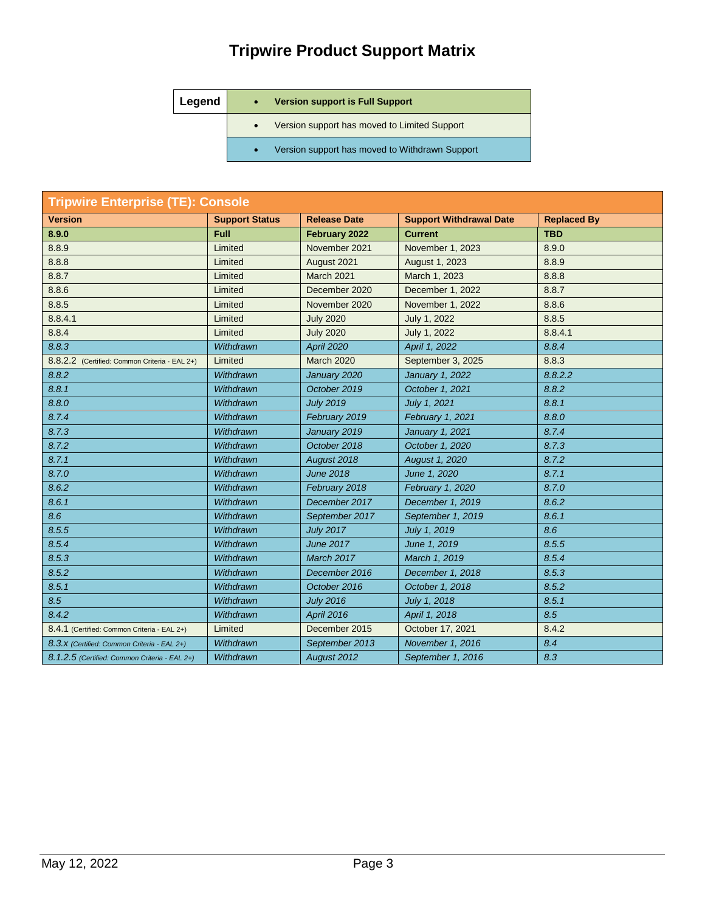# Tripwire Product Support Matrix

| Legend | |
|---|---|
| | • **Version support is Full Support** |
| | • Version support has moved to Limited Support |
| | • Version support has moved to Withdrawn Support |

## Tripwire Enterprise (TE): Console

| Version | Support Status | Release Date | Support Withdrawal Date | Replaced By |
|---|---|---|---|---|
| **8.9.0** | **Full** | **February 2022** | **Current** | **TBD** |
| 8.8.9 | Limited | November 2021 | November 1, 2023 | 8.9.0 |
| 8.8.8 | Limited | August 2021 | August 1, 2023 | 8.8.9 |
| 8.8.7 | Limited | March 2021 | March 1, 2023 | 8.8.8 |
| 8.8.6 | Limited | December 2020 | December 1, 2022 | 8.8.7 |
| 8.8.5 | Limited | November 2020 | November 1, 2022 | 8.8.6 |
| 8.8.4.1 | Limited | July 2020 | July 1, 2022 | 8.8.5 |
| 8.8.4 | Limited | July 2020 | July 1, 2022 | 8.8.4.1 |
| *8.8.3* | *Withdrawn* | *April 2020* | *April 1, 2022* | *8.8.4* |
| 8.8.2.2 (Certified: Common Criteria - EAL 2+) | Limited | March 2020 | September 3, 2025 | 8.8.3 |
| *8.8.2* | *Withdrawn* | *January 2020* | *January 1, 2022* | *8.8.2.2* |
| *8.8.1* | *Withdrawn* | *October 2019* | *October 1, 2021* | *8.8.2* |
| *8.8.0* | *Withdrawn* | *July 2019* | *July 1, 2021* | *8.8.1* |
| *8.7.4* | *Withdrawn* | *February 2019* | *February 1, 2021* | *8.8.0* |
| *8.7.3* | *Withdrawn* | *January 2019* | *January 1, 2021* | *8.7.4* |
| *8.7.2* | *Withdrawn* | *October 2018* | *October 1, 2020* | *8.7.3* |
| *8.7.1* | *Withdrawn* | *August 2018* | *August 1, 2020* | *8.7.2* |
| *8.7.0* | *Withdrawn* | *June 2018* | *June 1, 2020* | *8.7.1* |
| *8.6.2* | *Withdrawn* | *February 2018* | *February 1, 2020* | *8.7.0* |
| *8.6.1* | *Withdrawn* | *December 2017* | *December 1, 2019* | *8.6.2* |
| *8.6* | *Withdrawn* | *September 2017* | *September 1, 2019* | *8.6.1* |
| *8.5.5* | *Withdrawn* | *July 2017* | *July 1, 2019* | *8.6* |
| *8.5.4* | *Withdrawn* | *June 2017* | *June 1, 2019* | *8.5.5* |
| *8.5.3* | *Withdrawn* | *March 2017* | *March 1, 2019* | *8.5.4* |
| *8.5.2* | *Withdrawn* | *December 2016* | *December 1, 2018* | *8.5.3* |
| *8.5.1* | *Withdrawn* | *October 2016* | *October 1, 2018* | *8.5.2* |
| *8.5* | *Withdrawn* | *July 2016* | *July 1, 2018* | *8.5.1* |
| *8.4.2* | *Withdrawn* | *April 2016* | *April 1, 2018* | *8.5* |
| 8.4.1 (Certified: Common Criteria - EAL 2+) | Limited | December 2015 | October 17, 2021 | 8.4.2 |
| *8.3.x (Certified: Common Criteria - EAL 2+)* | *Withdrawn* | *September 2013* | *November 1, 2016* | *8.4* |
| *8.1.2.5 (Certified: Common Criteria - EAL 2+)* | *Withdrawn* | *August 2012* | *September 1, 2016* | *8.3* |

May 12, 2022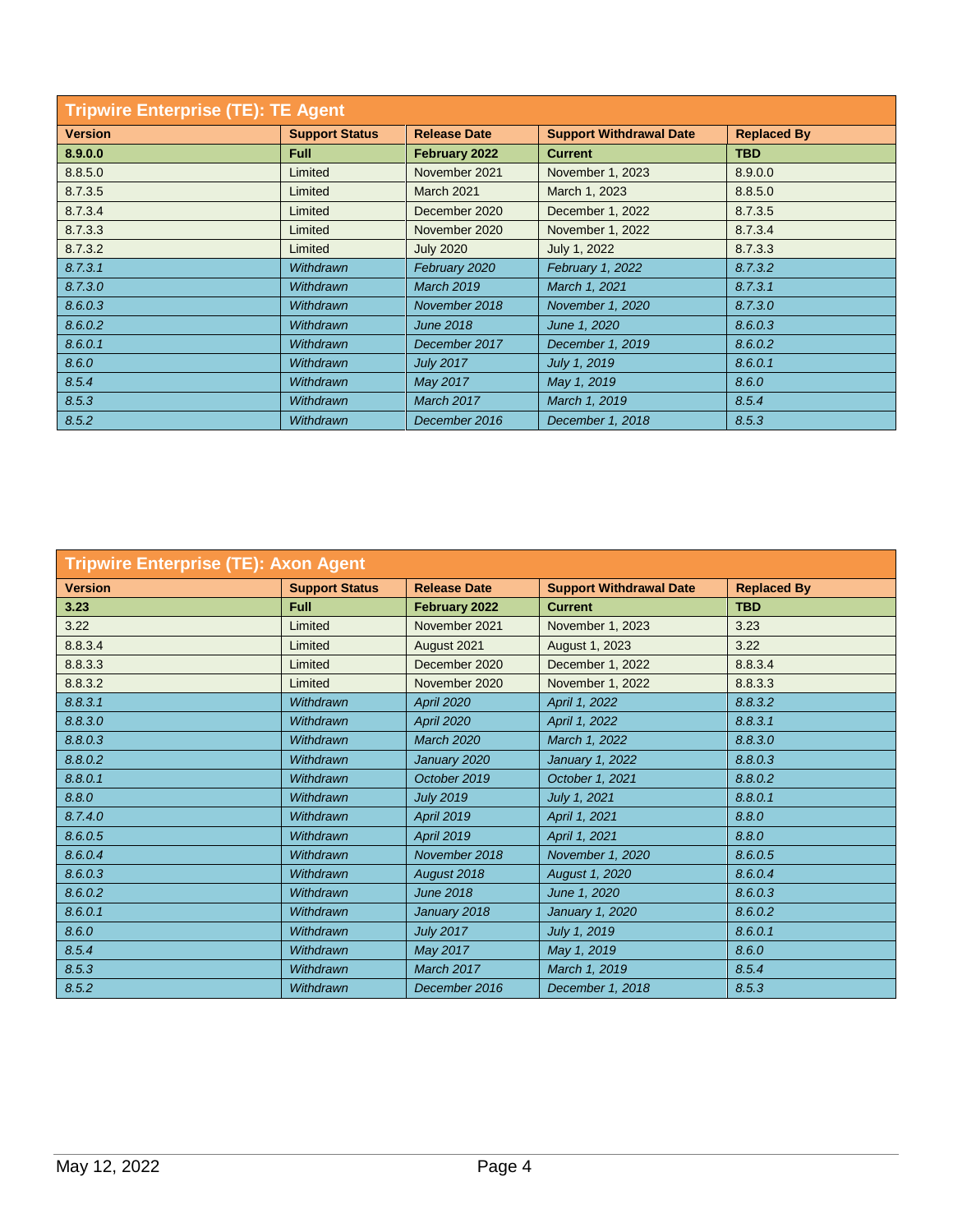| Tripwire Enterprise (TE): TE Agent | | | | |
|---|---|---|---|---|
| **Version** | **Support Status** | **Release Date** | **Support Withdrawal Date** | **Replaced By** |
| **8.9.0.0** | **Full** | **February 2022** | **Current** | **TBD** |
| 8.8.5.0 | Limited | November 2021 | November 1, 2023 | 8.9.0.0 |
| 8.7.3.5 | Limited | March 2021 | March 1, 2023 | 8.8.5.0 |
| 8.7.3.4 | Limited | December 2020 | December 1, 2022 | 8.7.3.5 |
| 8.7.3.3 | Limited | November 2020 | November 1, 2022 | 8.7.3.4 |
| 8.7.3.2 | Limited | July 2020 | July 1, 2022 | 8.7.3.3 |
| *8.7.3.1* | *Withdrawn* | *February 2020* | *February 1, 2022* | *8.7.3.2* |
| *8.7.3.0* | *Withdrawn* | *March 2019* | *March 1, 2021* | *8.7.3.1* |
| *8.6.0.3* | *Withdrawn* | *November 2018* | *November 1, 2020* | *8.7.3.0* |
| *8.6.0.2* | *Withdrawn* | *June 2018* | *June 1, 2020* | *8.6.0.3* |
| *8.6.0.1* | *Withdrawn* | *December 2017* | *December 1, 2019* | *8.6.0.2* |
| *8.6.0* | *Withdrawn* | *July 2017* | *July 1, 2019* | *8.6.0.1* |
| *8.5.4* | *Withdrawn* | *May 2017* | *May 1, 2019* | *8.6.0* |
| *8.5.3* | *Withdrawn* | *March 2017* | *March 1, 2019* | *8.5.4* |
| *8.5.2* | *Withdrawn* | *December 2016* | *December 1, 2018* | *8.5.3* |

| Tripwire Enterprise (TE): Axon Agent | | | | |
|---|---|---|---|---|
| **Version** | **Support Status** | **Release Date** | **Support Withdrawal Date** | **Replaced By** |
| **3.23** | **Full** | **February 2022** | **Current** | **TBD** |
| 3.22 | Limited | November 2021 | November 1, 2023 | 3.23 |
| 8.8.3.4 | Limited | August 2021 | August 1, 2023 | 3.22 |
| 8.8.3.3 | Limited | December 2020 | December 1, 2022 | 8.8.3.4 |
| 8.8.3.2 | Limited | November 2020 | November 1, 2022 | 8.8.3.3 |
| *8.8.3.1* | *Withdrawn* | *April 2020* | *April 1, 2022* | *8.8.3.2* |
| *8.8.3.0* | *Withdrawn* | *April 2020* | *April 1, 2022* | *8.8.3.1* |
| *8.8.0.3* | *Withdrawn* | *March 2020* | *March 1, 2022* | *8.8.3.0* |
| *8.8.0.2* | *Withdrawn* | *January 2020* | *January 1, 2022* | *8.8.0.3* |
| *8.8.0.1* | *Withdrawn* | *October 2019* | *October 1, 2021* | *8.8.0.2* |
| *8.8.0* | *Withdrawn* | *July 2019* | *July 1, 2021* | *8.8.0.1* |
| *8.7.4.0* | *Withdrawn* | *April 2019* | *April 1, 2021* | *8.8.0* |
| *8.6.0.5* | *Withdrawn* | *April 2019* | *April 1, 2021* | *8.8.0* |
| *8.6.0.4* | *Withdrawn* | *November 2018* | *November 1, 2020* | *8.6.0.5* |
| *8.6.0.3* | *Withdrawn* | *August 2018* | *August 1, 2020* | *8.6.0.4* |
| *8.6.0.2* | *Withdrawn* | *June 2018* | *June 1, 2020* | *8.6.0.3* |
| *8.6.0.1* | *Withdrawn* | *January 2018* | *January 1, 2020* | *8.6.0.2* |
| *8.6.0* | *Withdrawn* | *July 2017* | *July 1, 2019* | *8.6.0.1* |
| *8.5.4* | *Withdrawn* | *May 2017* | *May 1, 2019* | *8.6.0* |
| *8.5.3* | *Withdrawn* | *March 2017* | *March 1, 2019* | *8.5.4* |
| *8.5.2* | *Withdrawn* | *December 2016* | *December 1, 2018* | *8.5.3* |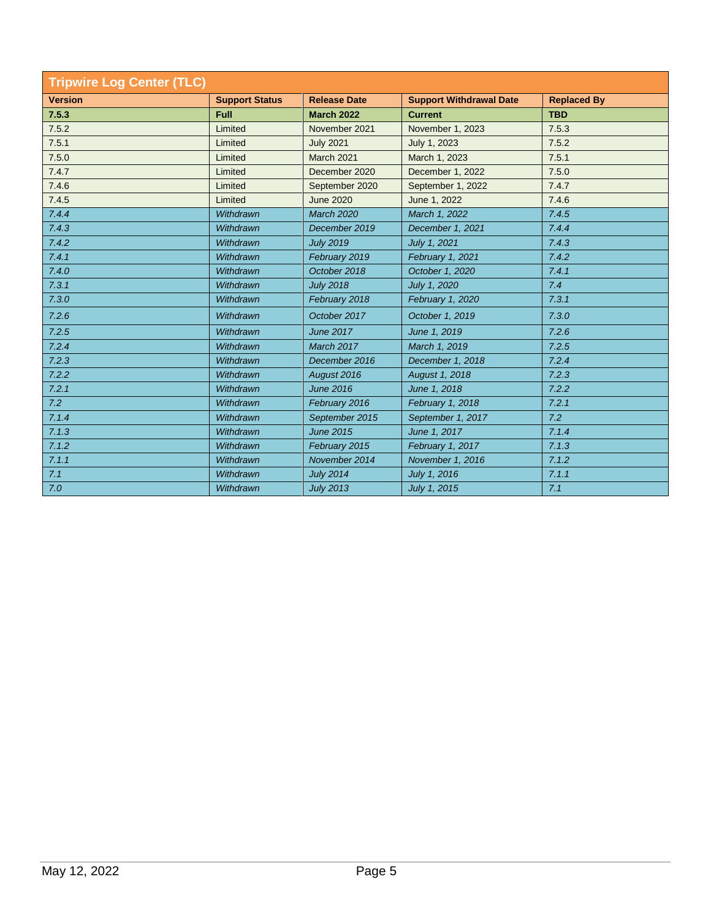## Tripwire Log Center (TLC)

| Version | Support Status | Release Date | Support Withdrawal Date | Replaced By |
|---|---|---|---|---|
| **7.5.3** | **Full** | **March 2022** | **Current** | **TBD** |
| 7.5.2 | Limited | November 2021 | November 1, 2023 | 7.5.3 |
| 7.5.1 | Limited | July 2021 | July 1, 2023 | 7.5.2 |
| 7.5.0 | Limited | March 2021 | March 1, 2023 | 7.5.1 |
| 7.4.7 | Limited | December 2020 | December 1, 2022 | 7.5.0 |
| 7.4.6 | Limited | September 2020 | September 1, 2022 | 7.4.7 |
| 7.4.5 | Limited | June 2020 | June 1, 2022 | 7.4.6 |
| *7.4.4* | *Withdrawn* | *March 2020* | *March 1, 2022* | *7.4.5* |
| *7.4.3* | *Withdrawn* | *December 2019* | *December 1, 2021* | *7.4.4* |
| *7.4.2* | *Withdrawn* | *July 2019* | *July 1, 2021* | *7.4.3* |
| *7.4.1* | *Withdrawn* | *February 2019* | *February 1, 2021* | *7.4.2* |
| *7.4.0* | *Withdrawn* | *October 2018* | *October 1, 2020* | *7.4.1* |
| *7.3.1* | *Withdrawn* | *July 2018* | *July 1, 2020* | *7.4* |
| *7.3.0* | *Withdrawn* | *February 2018* | *February 1, 2020* | *7.3.1* |
| *7.2.6* | *Withdrawn* | *October 2017* | *October 1, 2019* | *7.3.0* |
| *7.2.5* | *Withdrawn* | *June 2017* | *June 1, 2019* | *7.2.6* |
| *7.2.4* | *Withdrawn* | *March 2017* | *March 1, 2019* | *7.2.5* |
| *7.2.3* | *Withdrawn* | *December 2016* | *December 1, 2018* | *7.2.4* |
| *7.2.2* | *Withdrawn* | *August 2016* | *August 1, 2018* | *7.2.3* |
| *7.2.1* | *Withdrawn* | *June 2016* | *June 1, 2018* | *7.2.2* |
| *7.2* | *Withdrawn* | *February 2016* | *February 1, 2018* | *7.2.1* |
| *7.1.4* | *Withdrawn* | *September 2015* | *September 1, 2017* | *7.2* |
| *7.1.3* | *Withdrawn* | *June 2015* | *June 1, 2017* | *7.1.4* |
| *7.1.2* | *Withdrawn* | *February 2015* | *February 1, 2017* | *7.1.3* |
| *7.1.1* | *Withdrawn* | *November 2014* | *November 1, 2016* | *7.1.2* |
| *7.1* | *Withdrawn* | *July 2014* | *July 1, 2016* | *7.1.1* |
| *7.0* | *Withdrawn* | *July 2013* | *July 1, 2015* | *7.1* |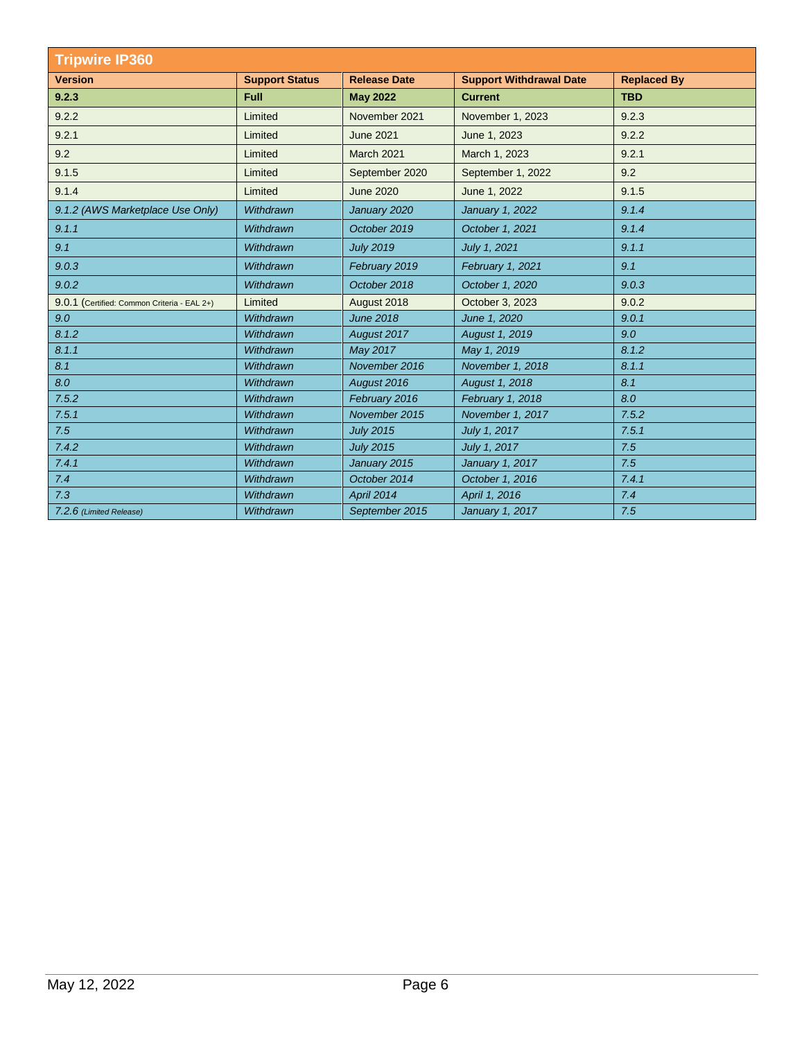## Tripwire IP360

| Version | Support Status | Release Date | Support Withdrawal Date | Replaced By |
|---|---|---|---|---|
| **9.2.3** | **Full** | **May 2022** | **Current** | **TBD** |
| 9.2.2 | Limited | November 2021 | November 1, 2023 | 9.2.3 |
| 9.2.1 | Limited | June 2021 | June 1, 2023 | 9.2.2 |
| 9.2 | Limited | March 2021 | March 1, 2023 | 9.2.1 |
| 9.1.5 | Limited | September 2020 | September 1, 2022 | 9.2 |
| 9.1.4 | Limited | June 2020 | June 1, 2022 | 9.1.5 |
| *9.1.2 (AWS Marketplace Use Only)* | *Withdrawn* | *January 2020* | *January 1, 2022* | *9.1.4* |
| *9.1.1* | *Withdrawn* | *October 2019* | *October 1, 2021* | *9.1.4* |
| *9.1* | *Withdrawn* | *July 2019* | *July 1, 2021* | *9.1.1* |
| *9.0.3* | *Withdrawn* | *February 2019* | *February 1, 2021* | *9.1* |
| *9.0.2* | *Withdrawn* | *October 2018* | *October 1, 2020* | *9.0.3* |
| 9.0.1 (Certified: Common Criteria - EAL 2+) | Limited | August 2018 | October 3, 2023 | 9.0.2 |
| *9.0* | *Withdrawn* | *June 2018* | *June 1, 2020* | *9.0.1* |
| *8.1.2* | *Withdrawn* | *August 2017* | *August 1, 2019* | *9.0* |
| *8.1.1* | *Withdrawn* | *May 2017* | *May 1, 2019* | *8.1.2* |
| *8.1* | *Withdrawn* | *November 2016* | *November 1, 2018* | *8.1.1* |
| *8.0* | *Withdrawn* | *August 2016* | *August 1, 2018* | *8.1* |
| *7.5.2* | *Withdrawn* | *February 2016* | *February 1, 2018* | *8.0* |
| *7.5.1* | *Withdrawn* | *November 2015* | *November 1, 2017* | *7.5.2* |
| *7.5* | *Withdrawn* | *July 2015* | *July 1, 2017* | *7.5.1* |
| *7.4.2* | *Withdrawn* | *July 2015* | *July 1, 2017* | *7.5* |
| *7.4.1* | *Withdrawn* | *January 2015* | *January 1, 2017* | *7.5* |
| *7.4* | *Withdrawn* | *October 2014* | *October 1, 2016* | *7.4.1* |
| *7.3* | *Withdrawn* | *April 2014* | *April 1, 2016* | *7.4* |
| *7.2.6 (Limited Release)* | *Withdrawn* | *September 2015* | *January 1, 2017* | *7.5* |

May 12, 2022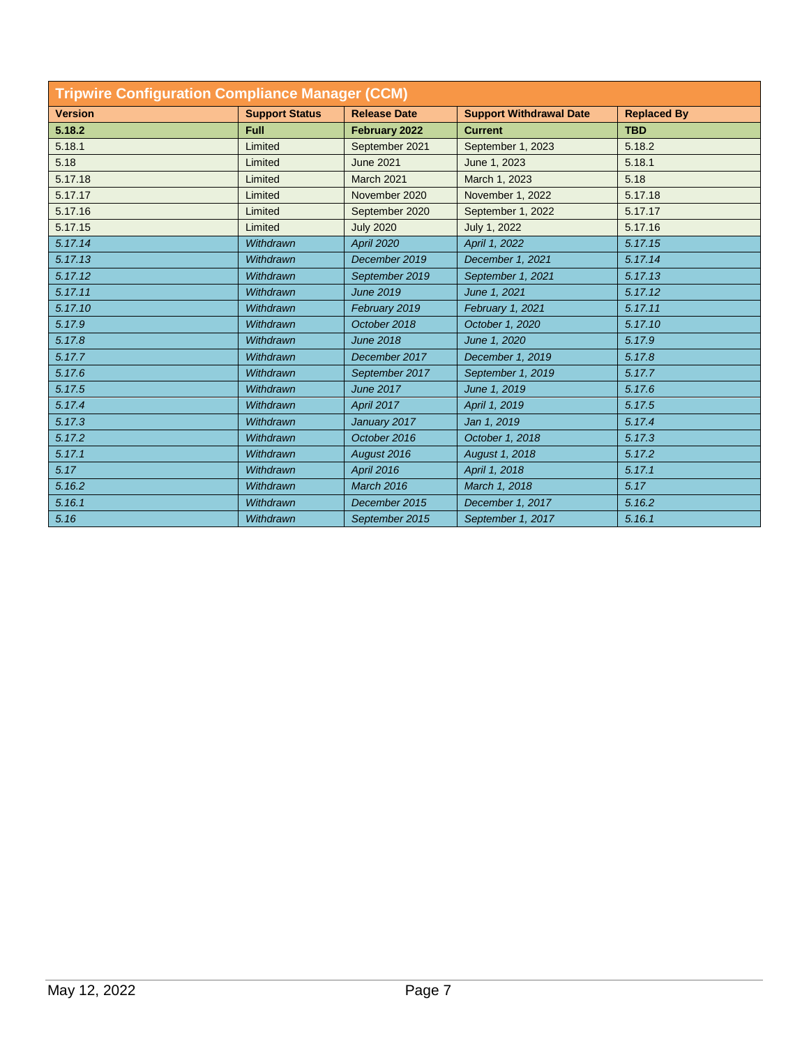| Tripwire Configuration Compliance Manager (CCM) | | | | |
|---|---|---|---|---|
| **Version** | **Support Status** | **Release Date** | **Support Withdrawal Date** | **Replaced By** |
| **5.18.2** | **Full** | **February 2022** | **Current** | **TBD** |
| 5.18.1 | Limited | September 2021 | September 1, 2023 | 5.18.2 |
| 5.18 | Limited | June 2021 | June 1, 2023 | 5.18.1 |
| 5.17.18 | Limited | March 2021 | March 1, 2023 | 5.18 |
| 5.17.17 | Limited | November 2020 | November 1, 2022 | 5.17.18 |
| 5.17.16 | Limited | September 2020 | September 1, 2022 | 5.17.17 |
| 5.17.15 | Limited | July 2020 | July 1, 2022 | 5.17.16 |
| *5.17.14* | *Withdrawn* | *April 2020* | *April 1, 2022* | *5.17.15* |
| *5.17.13* | *Withdrawn* | *December 2019* | *December 1, 2021* | *5.17.14* |
| *5.17.12* | *Withdrawn* | *September 2019* | *September 1, 2021* | *5.17.13* |
| *5.17.11* | *Withdrawn* | *June 2019* | *June 1, 2021* | *5.17.12* |
| *5.17.10* | *Withdrawn* | *February 2019* | *February 1, 2021* | *5.17.11* |
| *5.17.9* | *Withdrawn* | *October 2018* | *October 1, 2020* | *5.17.10* |
| *5.17.8* | *Withdrawn* | *June 2018* | *June 1, 2020* | *5.17.9* |
| *5.17.7* | *Withdrawn* | *December 2017* | *December 1, 2019* | *5.17.8* |
| *5.17.6* | *Withdrawn* | *September 2017* | *September 1, 2019* | *5.17.7* |
| *5.17.5* | *Withdrawn* | *June 2017* | *June 1, 2019* | *5.17.6* |
| *5.17.4* | *Withdrawn* | *April 2017* | *April 1, 2019* | *5.17.5* |
| *5.17.3* | *Withdrawn* | *January 2017* | *Jan 1, 2019* | *5.17.4* |
| *5.17.2* | *Withdrawn* | *October 2016* | *October 1, 2018* | *5.17.3* |
| *5.17.1* | *Withdrawn* | *August 2016* | *August 1, 2018* | *5.17.2* |
| *5.17* | *Withdrawn* | *April 2016* | *April 1, 2018* | *5.17.1* |
| *5.16.2* | *Withdrawn* | *March 2016* | *March 1, 2018* | *5.17* |
| *5.16.1* | *Withdrawn* | *December 2015* | *December 1, 2017* | *5.16.2* |
| *5.16* | *Withdrawn* | *September 2015* | *September 1, 2017* | *5.16.1* |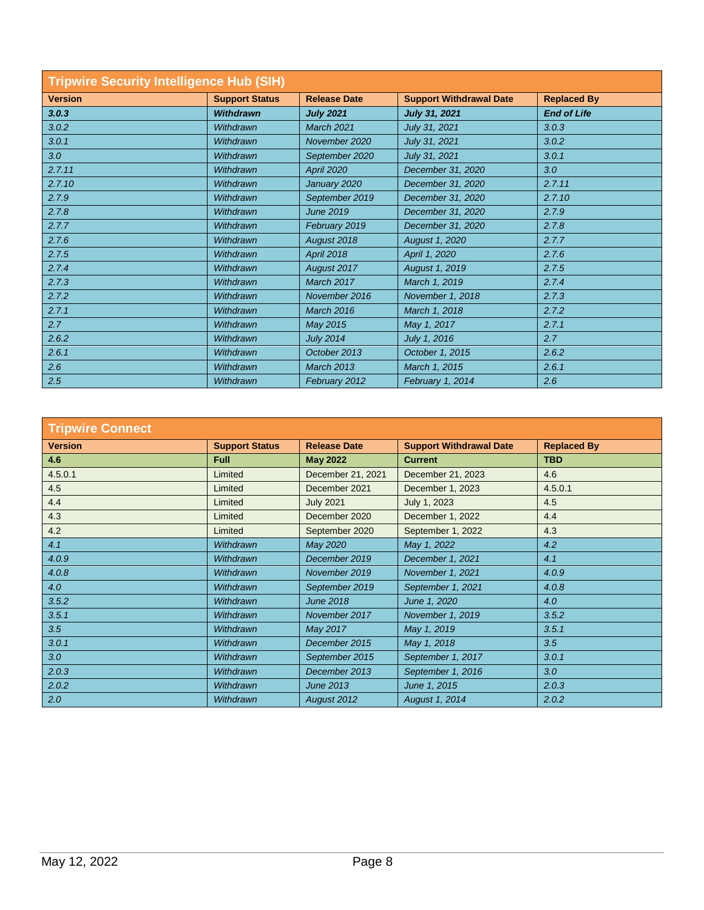| Tripwire Security Intelligence Hub (SIH) | | | | |
|---|---|---|---|---|
| **Version** | **Support Status** | **Release Date** | **Support Withdrawal Date** | **Replaced By** |
| ***3.0.3*** | ***Withdrawn*** | ***July 2021*** | ***July 31, 2021*** | ***End of Life*** |
| *3.0.2* | *Withdrawn* | *March 2021* | *July 31, 2021* | *3.0.3* |
| *3.0.1* | *Withdrawn* | *November 2020* | *July 31, 2021* | *3.0.2* |
| *3.0* | *Withdrawn* | *September 2020* | *July 31, 2021* | *3.0.1* |
| *2.7.11* | *Withdrawn* | *April 2020* | *December 31, 2020* | *3.0* |
| *2.7.10* | *Withdrawn* | *January 2020* | *December 31, 2020* | *2.7.11* |
| *2.7.9* | *Withdrawn* | *September 2019* | *December 31, 2020* | *2.7.10* |
| *2.7.8* | *Withdrawn* | *June 2019* | *December 31, 2020* | *2.7.9* |
| *2.7.7* | *Withdrawn* | *February 2019* | *December 31, 2020* | *2.7.8* |
| *2.7.6* | *Withdrawn* | *August 2018* | *August 1, 2020* | *2.7.7* |
| *2.7.5* | *Withdrawn* | *April 2018* | *April 1, 2020* | *2.7.6* |
| *2.7.4* | *Withdrawn* | *August 2017* | *August 1, 2019* | *2.7.5* |
| *2.7.3* | *Withdrawn* | *March 2017* | *March 1, 2019* | *2.7.4* |
| *2.7.2* | *Withdrawn* | *November 2016* | *November 1, 2018* | *2.7.3* |
| *2.7.1* | *Withdrawn* | *March 2016* | *March 1, 2018* | *2.7.2* |
| *2.7* | *Withdrawn* | *May 2015* | *May 1, 2017* | *2.7.1* |
| *2.6.2* | *Withdrawn* | *July 2014* | *July 1, 2016* | *2.7* |
| *2.6.1* | *Withdrawn* | *October 2013* | *October 1, 2015* | *2.6.2* |
| *2.6* | *Withdrawn* | *March 2013* | *March 1, 2015* | *2.6.1* |
| *2.5* | *Withdrawn* | *February 2012* | *February 1, 2014* | *2.6* |

| Tripwire Connect | | | | |
|---|---|---|---|---|
| **Version** | **Support Status** | **Release Date** | **Support Withdrawal Date** | **Replaced By** |
| **4.6** | **Full** | **May 2022** | **Current** | **TBD** |
| 4.5.0.1 | Limited | December 21, 2021 | December 21, 2023 | 4.6 |
| 4.5 | Limited | December 2021 | December 1, 2023 | 4.5.0.1 |
| 4.4 | Limited | July 2021 | July 1, 2023 | 4.5 |
| 4.3 | Limited | December 2020 | December 1, 2022 | 4.4 |
| 4.2 | Limited | September 2020 | September 1, 2022 | 4.3 |
| *4.1* | *Withdrawn* | *May 2020* | *May 1, 2022* | *4.2* |
| *4.0.9* | *Withdrawn* | *December 2019* | *December 1, 2021* | *4.1* |
| *4.0.8* | *Withdrawn* | *November 2019* | *November 1, 2021* | *4.0.9* |
| *4.0* | *Withdrawn* | *September 2019* | *September 1, 2021* | *4.0.8* |
| *3.5.2* | *Withdrawn* | *June 2018* | *June 1, 2020* | *4.0* |
| *3.5.1* | *Withdrawn* | *November 2017* | *November 1, 2019* | *3.5.2* |
| *3.5* | *Withdrawn* | *May 2017* | *May 1, 2019* | *3.5.1* |
| *3.0.1* | *Withdrawn* | *December 2015* | *May 1, 2018* | *3.5* |
| *3.0* | *Withdrawn* | *September 2015* | *September 1, 2017* | *3.0.1* |
| *2.0.3* | *Withdrawn* | *December 2013* | *September 1, 2016* | *3.0* |
| *2.0.2* | *Withdrawn* | *June 2013* | *June 1, 2015* | *2.0.3* |
| *2.0* | *Withdrawn* | *August 2012* | *August 1, 2014* | *2.0.2* |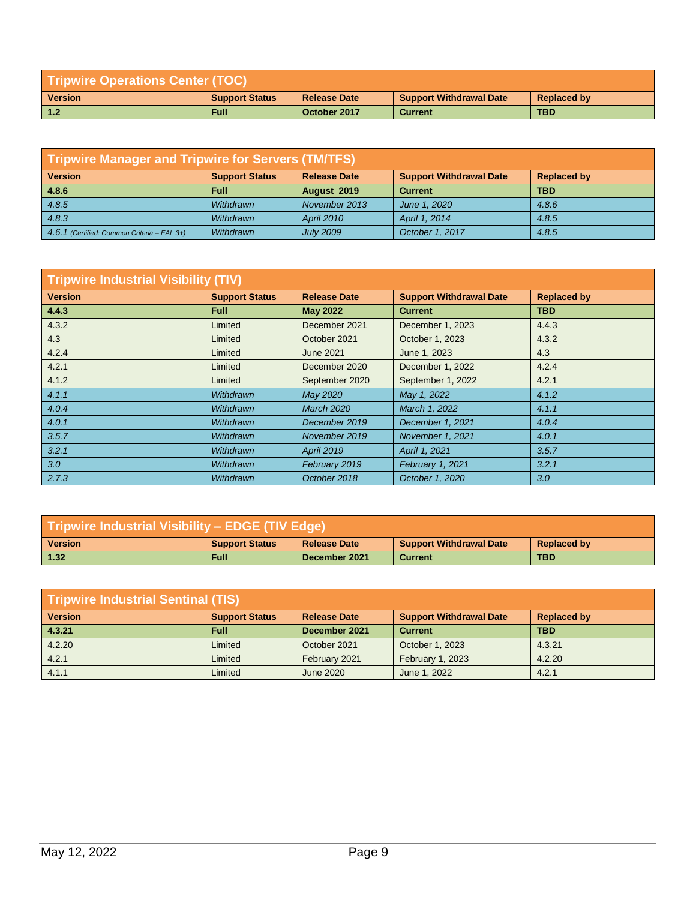| Tripwire Operations Center (TOC) | | | | |
|---|---|---|---|---|
| **Version** | **Support Status** | **Release Date** | **Support Withdrawal Date** | **Replaced by** |
| **1.2** | **Full** | **October 2017** | **Current** | **TBD** |

| Tripwire Manager and Tripwire for Servers (TM/TFS) | | | | |
|---|---|---|---|---|
| **Version** | **Support Status** | **Release Date** | **Support Withdrawal Date** | **Replaced by** |
| **4.8.6** | **Full** | **August 2019** | **Current** | **TBD** |
| *4.8.5* | *Withdrawn* | *November 2013* | *June 1, 2020* | *4.8.6* |
| *4.8.3* | *Withdrawn* | *April 2010* | *April 1, 2014* | *4.8.5* |
| *4.6.1 (Certified: Common Criteria – EAL 3+)* | *Withdrawn* | *July 2009* | *October 1, 2017* | *4.8.5* |

| Tripwire Industrial Visibility (TIV) | | | | |
|---|---|---|---|---|
| **Version** | **Support Status** | **Release Date** | **Support Withdrawal Date** | **Replaced by** |
| **4.4.3** | **Full** | **May 2022** | **Current** | **TBD** |
| 4.3.2 | Limited | December 2021 | December 1, 2023 | 4.4.3 |
| 4.3 | Limited | October 2021 | October 1, 2023 | 4.3.2 |
| 4.2.4 | Limited | June 2021 | June 1, 2023 | 4.3 |
| 4.2.1 | Limited | December 2020 | December 1, 2022 | 4.2.4 |
| 4.1.2 | Limited | September 2020 | September 1, 2022 | 4.2.1 |
| *4.1.1* | *Withdrawn* | *May 2020* | *May 1, 2022* | *4.1.2* |
| *4.0.4* | *Withdrawn* | *March 2020* | *March 1, 2022* | *4.1.1* |
| *4.0.1* | *Withdrawn* | *December 2019* | *December 1, 2021* | *4.0.4* |
| *3.5.7* | *Withdrawn* | *November 2019* | *November 1, 2021* | *4.0.1* |
| *3.2.1* | *Withdrawn* | *April 2019* | *April 1, 2021* | *3.5.7* |
| *3.0* | *Withdrawn* | *February 2019* | *February 1, 2021* | *3.2.1* |
| *2.7.3* | *Withdrawn* | *October 2018* | *October 1, 2020* | *3.0* |

| Tripwire Industrial Visibility – EDGE (TIV Edge) | | | | |
|---|---|---|---|---|
| **Version** | **Support Status** | **Release Date** | **Support Withdrawal Date** | **Replaced by** |
| **1.32** | **Full** | **December 2021** | **Current** | **TBD** |

| Tripwire Industrial Sentinal (TIS) | | | | |
|---|---|---|---|---|
| **Version** | **Support Status** | **Release Date** | **Support Withdrawal Date** | **Replaced by** |
| **4.3.21** | **Full** | **December 2021** | **Current** | **TBD** |
| 4.2.20 | Limited | October 2021 | October 1, 2023 | 4.3.21 |
| 4.2.1 | Limited | February 2021 | February 1, 2023 | 4.2.20 |
| 4.1.1 | Limited | June 2020 | June 1, 2022 | 4.2.1 |

May 12, 2022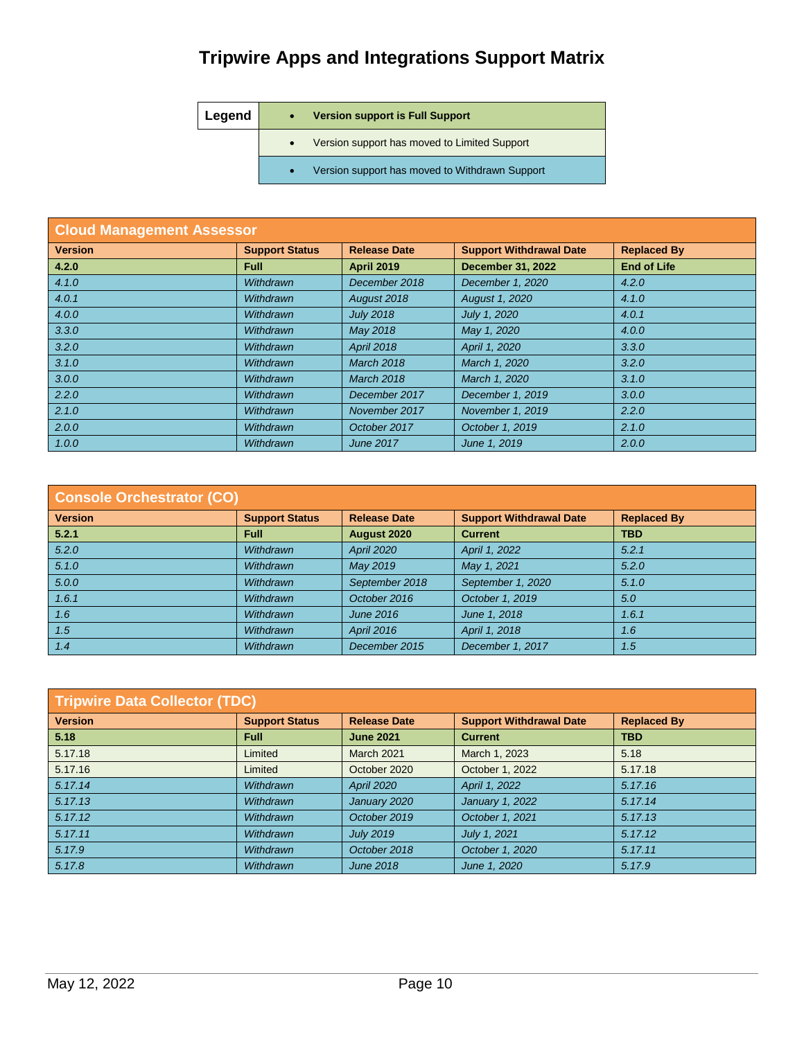# Tripwire Apps and Integrations Support Matrix

| Legend | |
|---|---|
| | • **Version support is Full Support** |
| | • Version support has moved to Limited Support |
| | • Version support has moved to Withdrawn Support |

## Cloud Management Assessor

| Version | Support Status | Release Date | Support Withdrawal Date | Replaced By |
|---|---|---|---|---|
| **4.2.0** | **Full** | **April 2019** | **December 31, 2022** | **End of Life** |
| *4.1.0* | *Withdrawn* | *December 2018* | *December 1, 2020* | *4.2.0* |
| *4.0.1* | *Withdrawn* | *August 2018* | *August 1, 2020* | *4.1.0* |
| *4.0.0* | *Withdrawn* | *July 2018* | *July 1, 2020* | *4.0.1* |
| *3.3.0* | *Withdrawn* | *May 2018* | *May 1, 2020* | *4.0.0* |
| *3.2.0* | *Withdrawn* | *April 2018* | *April 1, 2020* | *3.3.0* |
| *3.1.0* | *Withdrawn* | *March 2018* | *March 1, 2020* | *3.2.0* |
| *3.0.0* | *Withdrawn* | *March 2018* | *March 1, 2020* | *3.1.0* |
| *2.2.0* | *Withdrawn* | *December 2017* | *December 1, 2019* | *3.0.0* |
| *2.1.0* | *Withdrawn* | *November 2017* | *November 1, 2019* | *2.2.0* |
| *2.0.0* | *Withdrawn* | *October 2017* | *October 1, 2019* | *2.1.0* |
| *1.0.0* | *Withdrawn* | *June 2017* | *June 1, 2019* | *2.0.0* |

## Console Orchestrator (CO)

| Version | Support Status | Release Date | Support Withdrawal Date | Replaced By |
|---|---|---|---|---|
| **5.2.1** | **Full** | **August 2020** | **Current** | **TBD** |
| *5.2.0* | *Withdrawn* | *April 2020* | *April 1, 2022* | *5.2.1* |
| *5.1.0* | *Withdrawn* | *May 2019* | *May 1, 2021* | *5.2.0* |
| *5.0.0* | *Withdrawn* | *September 2018* | *September 1, 2020* | *5.1.0* |
| *1.6.1* | *Withdrawn* | *October 2016* | *October 1, 2019* | *5.0* |
| *1.6* | *Withdrawn* | *June 2016* | *June 1, 2018* | *1.6.1* |
| *1.5* | *Withdrawn* | *April 2016* | *April 1, 2018* | *1.6* |
| *1.4* | *Withdrawn* | *December 2015* | *December 1, 2017* | *1.5* |

## Tripwire Data Collector (TDC)

| Version | Support Status | Release Date | Support Withdrawal Date | Replaced By |
|---|---|---|---|---|
| **5.18** | **Full** | **June 2021** | **Current** | **TBD** |
| 5.17.18 | Limited | March 2021 | March 1, 2023 | 5.18 |
| 5.17.16 | Limited | October 2020 | October 1, 2022 | 5.17.18 |
| *5.17.14* | *Withdrawn* | *April 2020* | *April 1, 2022* | *5.17.16* |
| *5.17.13* | *Withdrawn* | *January 2020* | *January 1, 2022* | *5.17.14* |
| *5.17.12* | *Withdrawn* | *October 2019* | *October 1, 2021* | *5.17.13* |
| *5.17.11* | *Withdrawn* | *July 2019* | *July 1, 2021* | *5.17.12* |
| *5.17.9* | *Withdrawn* | *October 2018* | *October 1, 2020* | *5.17.11* |
| *5.17.8* | *Withdrawn* | *June 2018* | *June 1, 2020* | *5.17.9* |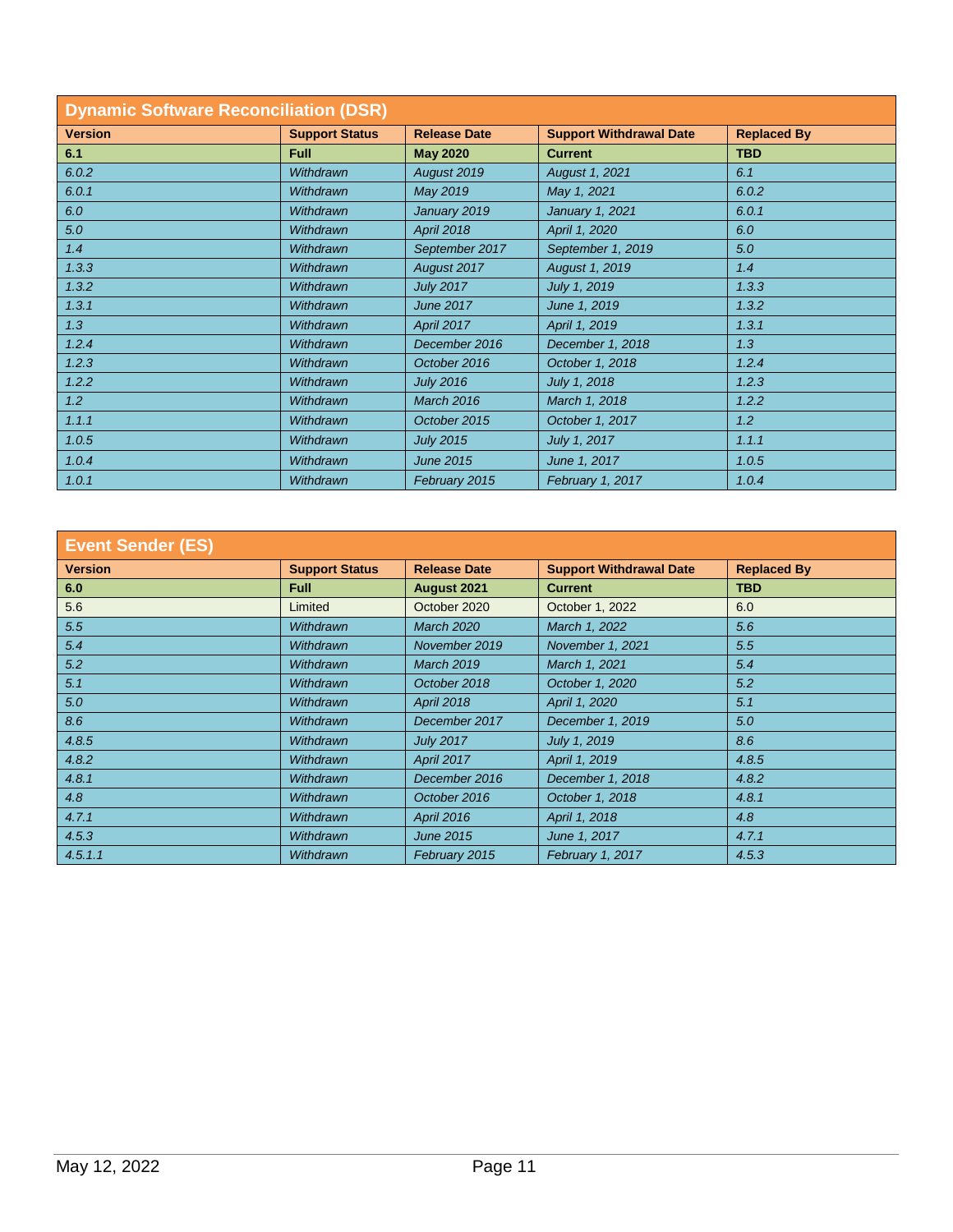## Dynamic Software Reconciliation (DSR)

| Version | Support Status | Release Date | Support Withdrawal Date | Replaced By |
|---|---|---|---|---|
| **6.1** | **Full** | **May 2020** | **Current** | **TBD** |
| *6.0.2* | *Withdrawn* | *August 2019* | *August 1, 2021* | *6.1* |
| *6.0.1* | *Withdrawn* | *May 2019* | *May 1, 2021* | *6.0.2* |
| *6.0* | *Withdrawn* | *January 2019* | *January 1, 2021* | *6.0.1* |
| *5.0* | *Withdrawn* | *April 2018* | *April 1, 2020* | *6.0* |
| *1.4* | *Withdrawn* | *September 2017* | *September 1, 2019* | *5.0* |
| *1.3.3* | *Withdrawn* | *August 2017* | *August 1, 2019* | *1.4* |
| *1.3.2* | *Withdrawn* | *July 2017* | *July 1, 2019* | *1.3.3* |
| *1.3.1* | *Withdrawn* | *June 2017* | *June 1, 2019* | *1.3.2* |
| *1.3* | *Withdrawn* | *April 2017* | *April 1, 2019* | *1.3.1* |
| *1.2.4* | *Withdrawn* | *December 2016* | *December 1, 2018* | *1.3* |
| *1.2.3* | *Withdrawn* | *October 2016* | *October 1, 2018* | *1.2.4* |
| *1.2.2* | *Withdrawn* | *July 2016* | *July 1, 2018* | *1.2.3* |
| *1.2* | *Withdrawn* | *March 2016* | *March 1, 2018* | *1.2.2* |
| *1.1.1* | *Withdrawn* | *October 2015* | *October 1, 2017* | *1.2* |
| *1.0.5* | *Withdrawn* | *July 2015* | *July 1, 2017* | *1.1.1* |
| *1.0.4* | *Withdrawn* | *June 2015* | *June 1, 2017* | *1.0.5* |
| *1.0.1* | *Withdrawn* | *February 2015* | *February 1, 2017* | *1.0.4* |

## Event Sender (ES)

| Version | Support Status | Release Date | Support Withdrawal Date | Replaced By |
|---|---|---|---|---|
| **6.0** | **Full** | **August 2021** | **Current** | **TBD** |
| 5.6 | Limited | October 2020 | October 1, 2022 | 6.0 |
| *5.5* | *Withdrawn* | *March 2020* | *March 1, 2022* | *5.6* |
| *5.4* | *Withdrawn* | *November 2019* | *November 1, 2021* | *5.5* |
| *5.2* | *Withdrawn* | *March 2019* | *March 1, 2021* | *5.4* |
| *5.1* | *Withdrawn* | *October 2018* | *October 1, 2020* | *5.2* |
| *5.0* | *Withdrawn* | *April 2018* | *April 1, 2020* | *5.1* |
| *8.6* | *Withdrawn* | *December 2017* | *December 1, 2019* | *5.0* |
| *4.8.5* | *Withdrawn* | *July 2017* | *July 1, 2019* | *8.6* |
| *4.8.2* | *Withdrawn* | *April 2017* | *April 1, 2019* | *4.8.5* |
| *4.8.1* | *Withdrawn* | *December 2016* | *December 1, 2018* | *4.8.2* |
| *4.8* | *Withdrawn* | *October 2016* | *October 1, 2018* | *4.8.1* |
| *4.7.1* | *Withdrawn* | *April 2016* | *April 1, 2018* | *4.8* |
| *4.5.3* | *Withdrawn* | *June 2015* | *June 1, 2017* | *4.7.1* |
| *4.5.1.1* | *Withdrawn* | *February 2015* | *February 1, 2017* | *4.5.3* |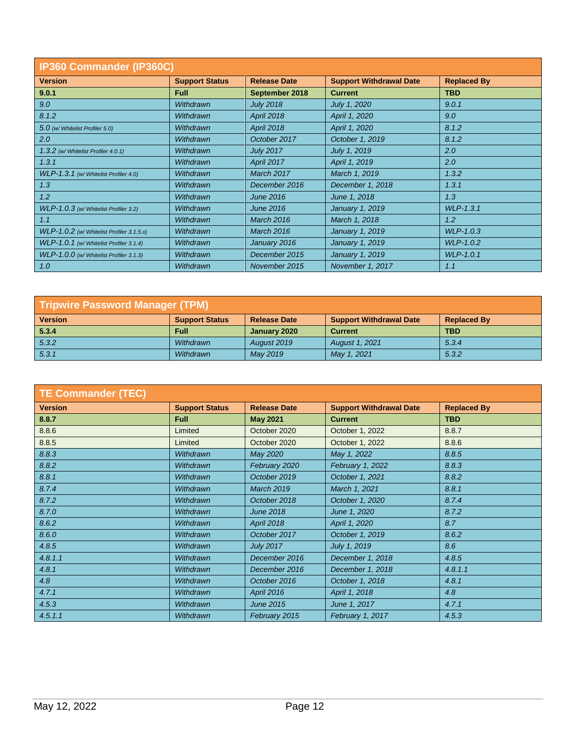| IP360 Commander (IP360C) | | | | |
|---|---|---|---|---|
| **Version** | **Support Status** | **Release Date** | **Support Withdrawal Date** | **Replaced By** |
| **9.0.1** | **Full** | **September 2018** | **Current** | **TBD** |
| *9.0* | *Withdrawn* | *July 2018* | *July 1, 2020* | *9.0.1* |
| *8.1.2* | *Withdrawn* | *April 2018* | *April 1, 2020* | *9.0* |
| *5.0 (w/ Whitelist Profiler 5.0)* | *Withdrawn* | *April 2018* | *April 1, 2020* | *8.1.2* |
| *2.0* | *Withdrawn* | *October 2017* | *October 1, 2019* | *8.1.2* |
| *1.3.2 (w/ Whitelist Profiler 4.0.1)* | *Withdrawn* | *July 2017* | *July 1, 2019* | *2.0* |
| *1.3.1* | *Withdrawn* | *April 2017* | *April 1, 2019* | *2.0* |
| *WLP-1.3.1 (w/ Whitelist Profiler 4.0)* | *Withdrawn* | *March 2017* | *March 1, 2019* | *1.3.2* |
| *1.3* | *Withdrawn* | *December 2016* | *December 1, 2018* | *1.3.1* |
| *1.2* | *Withdrawn* | *June 2016* | *June 1, 2018* | *1.3* |
| *WLP-1.0.3 (w/ Whitelist Profiler 3.2)* | *Withdrawn* | *June 2016* | *January 1, 2019* | *WLP-1.3.1* |
| *1.1* | *Withdrawn* | *March 2016* | *March 1, 2018* | *1.2* |
| *WLP-1.0.2 (w/ Whitelist Profiler 3.1.5.x)* | *Withdrawn* | *March 2016* | *January 1, 2019* | *WLP-1.0.3* |
| *WLP-1.0.1 (w/ Whitelist Profiler 3.1.4)* | *Withdrawn* | *January 2016* | *January 1, 2019* | *WLP-1.0.2* |
| *WLP-1.0.0 (w/ Whitelist Profiler 3.1.3)* | *Withdrawn* | *December 2015* | *January 1, 2019* | *WLP-1.0.1* |
| *1.0* | *Withdrawn* | *November 2015* | *November 1, 2017* | *1.1* |

| Tripwire Password Manager (TPM) | | | | |
|---|---|---|---|---|
| **Version** | **Support Status** | **Release Date** | **Support Withdrawal Date** | **Replaced By** |
| **5.3.4** | **Full** | **January 2020** | **Current** | **TBD** |
| *5.3.2* | *Withdrawn* | *August 2019* | *August 1, 2021* | *5.3.4* |
| *5.3.1* | *Withdrawn* | *May 2019* | *May 1, 2021* | *5.3.2* |

| TE Commander (TEC) | | | | |
|---|---|---|---|---|
| **Version** | **Support Status** | **Release Date** | **Support Withdrawal Date** | **Replaced By** |
| **8.8.7** | **Full** | **May 2021** | **Current** | **TBD** |
| 8.8.6 | Limited | October 2020 | October 1, 2022 | 8.8.7 |
| 8.8.5 | Limited | October 2020 | October 1, 2022 | 8.8.6 |
| *8.8.3* | *Withdrawn* | *May 2020* | *May 1, 2022* | *8.8.5* |
| *8.8.2* | *Withdrawn* | *February 2020* | *February 1, 2022* | *8.8.3* |
| *8.8.1* | *Withdrawn* | *October 2019* | *October 1, 2021* | *8.8.2* |
| *8.7.4* | *Withdrawn* | *March 2019* | *March 1, 2021* | *8.8.1* |
| *8.7.2* | *Withdrawn* | *October 2018* | *October 1, 2020* | *8.7.4* |
| *8.7.0* | *Withdrawn* | *June 2018* | *June 1, 2020* | *8.7.2* |
| *8.6.2* | *Withdrawn* | *April 2018* | *April 1, 2020* | *8.7* |
| *8.6.0* | *Withdrawn* | *October 2017* | *October 1, 2019* | *8.6.2* |
| *4.8.5* | *Withdrawn* | *July 2017* | *July 1, 2019* | *8.6* |
| *4.8.1.1* | *Withdrawn* | *December 2016* | *December 1, 2018* | *4.8.5* |
| *4.8.1* | *Withdrawn* | *December 2016* | *December 1, 2018* | *4.8.1.1* |
| *4.8* | *Withdrawn* | *October 2016* | *October 1, 2018* | *4.8.1* |
| *4.7.1* | *Withdrawn* | *April 2016* | *April 1, 2018* | *4.8* |
| *4.5.3* | *Withdrawn* | *June 2015* | *June 1, 2017* | *4.7.1* |
| *4.5.1.1* | *Withdrawn* | *February 2015* | *February 1, 2017* | *4.5.3* |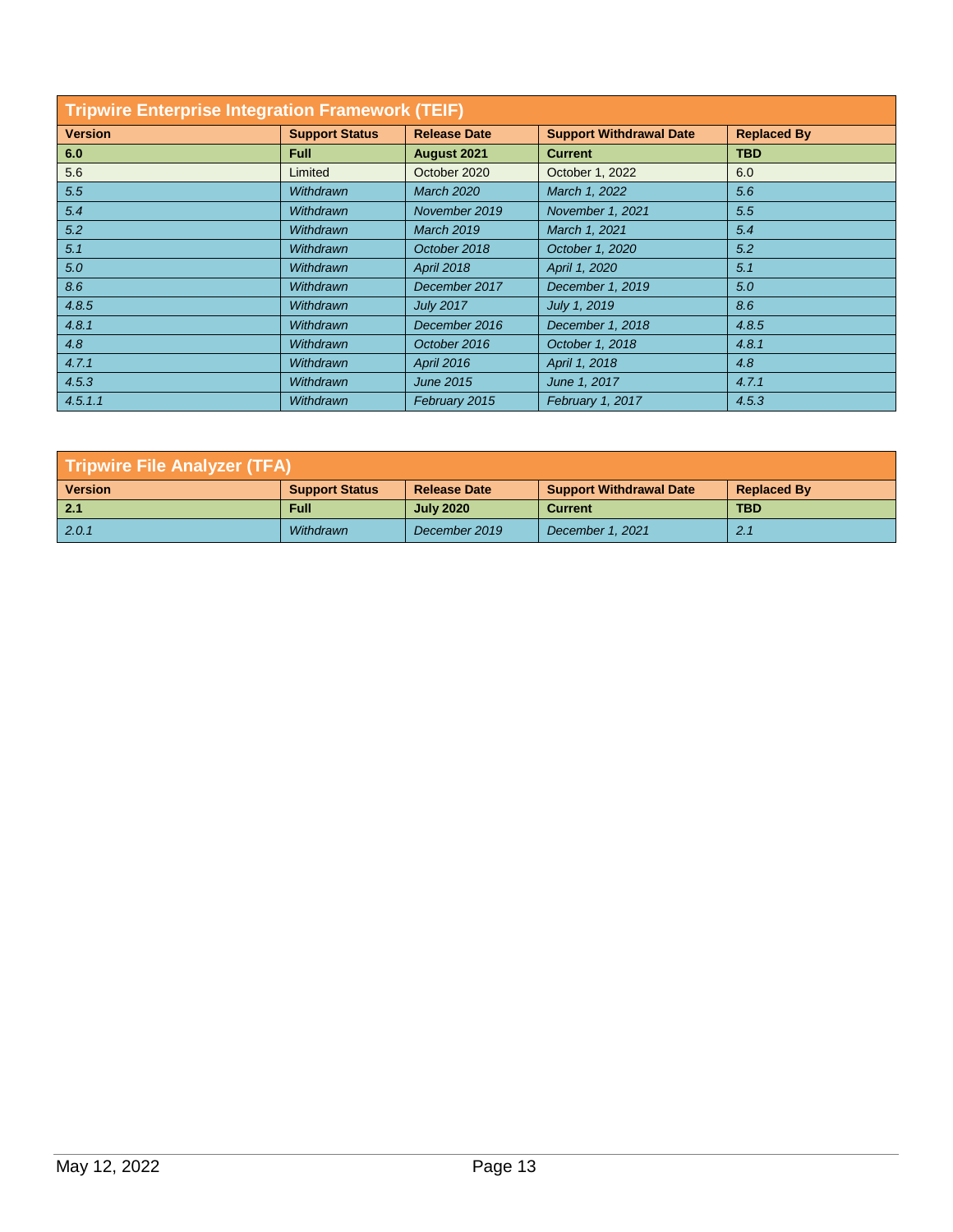| Tripwire Enterprise Integration Framework (TEIF) | | | | |
|---|---|---|---|---|
| **Version** | **Support Status** | **Release Date** | **Support Withdrawal Date** | **Replaced By** |
| **6.0** | **Full** | **August 2021** | **Current** | **TBD** |
| 5.6 | Limited | October 2020 | October 1, 2022 | 6.0 |
| *5.5* | *Withdrawn* | *March 2020* | *March 1, 2022* | *5.6* |
| *5.4* | *Withdrawn* | *November 2019* | *November 1, 2021* | *5.5* |
| *5.2* | *Withdrawn* | *March 2019* | *March 1, 2021* | *5.4* |
| *5.1* | *Withdrawn* | *October 2018* | *October 1, 2020* | *5.2* |
| *5.0* | *Withdrawn* | *April 2018* | *April 1, 2020* | *5.1* |
| *8.6* | *Withdrawn* | *December 2017* | *December 1, 2019* | *5.0* |
| *4.8.5* | *Withdrawn* | *July 2017* | *July 1, 2019* | *8.6* |
| *4.8.1* | *Withdrawn* | *December 2016* | *December 1, 2018* | *4.8.5* |
| *4.8* | *Withdrawn* | *October 2016* | *October 1, 2018* | *4.8.1* |
| *4.7.1* | *Withdrawn* | *April 2016* | *April 1, 2018* | *4.8* |
| *4.5.3* | *Withdrawn* | *June 2015* | *June 1, 2017* | *4.7.1* |
| *4.5.1.1* | *Withdrawn* | *February 2015* | *February 1, 2017* | *4.5.3* |

| Tripwire File Analyzer (TFA) | | | | |
|---|---|---|---|---|
| **Version** | **Support Status** | **Release Date** | **Support Withdrawal Date** | **Replaced By** |
| **2.1** | **Full** | **July 2020** | **Current** | **TBD** |
| *2.0.1* | *Withdrawn* | *December 2019* | *December 1, 2021* | *2.1* |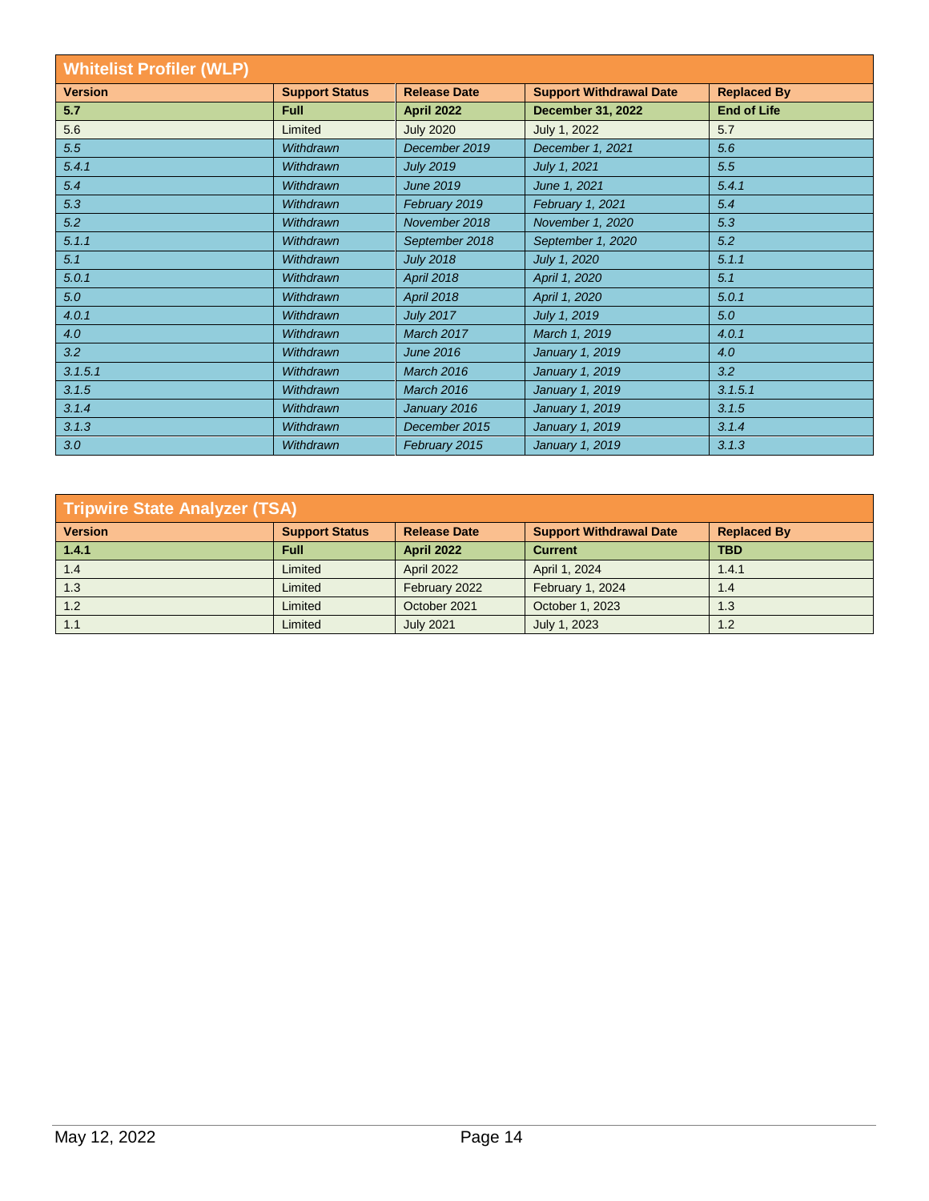## Whitelist Profiler (WLP)

| Version | Support Status | Release Date | Support Withdrawal Date | Replaced By |
|---|---|---|---|---|
| **5.7** | **Full** | **April 2022** | **December 31, 2022** | **End of Life** |
| 5.6 | Limited | July 2020 | July 1, 2022 | 5.7 |
| *5.5* | *Withdrawn* | *December 2019* | *December 1, 2021* | *5.6* |
| *5.4.1* | *Withdrawn* | *July 2019* | *July 1, 2021* | *5.5* |
| *5.4* | *Withdrawn* | *June 2019* | *June 1, 2021* | *5.4.1* |
| *5.3* | *Withdrawn* | *February 2019* | *February 1, 2021* | *5.4* |
| *5.2* | *Withdrawn* | *November 2018* | *November 1, 2020* | *5.3* |
| *5.1.1* | *Withdrawn* | *September 2018* | *September 1, 2020* | *5.2* |
| *5.1* | *Withdrawn* | *July 2018* | *July 1, 2020* | *5.1.1* |
| *5.0.1* | *Withdrawn* | *April 2018* | *April 1, 2020* | *5.1* |
| *5.0* | *Withdrawn* | *April 2018* | *April 1, 2020* | *5.0.1* |
| *4.0.1* | *Withdrawn* | *July 2017* | *July 1, 2019* | *5.0* |
| *4.0* | *Withdrawn* | *March 2017* | *March 1, 2019* | *4.0.1* |
| *3.2* | *Withdrawn* | *June 2016* | *January 1, 2019* | *4.0* |
| *3.1.5.1* | *Withdrawn* | *March 2016* | *January 1, 2019* | *3.2* |
| *3.1.5* | *Withdrawn* | *March 2016* | *January 1, 2019* | *3.1.5.1* |
| *3.1.4* | *Withdrawn* | *January 2016* | *January 1, 2019* | *3.1.5* |
| *3.1.3* | *Withdrawn* | *December 2015* | *January 1, 2019* | *3.1.4* |
| *3.0* | *Withdrawn* | *February 2015* | *January 1, 2019* | *3.1.3* |

## Tripwire State Analyzer (TSA)

| Version | Support Status | Release Date | Support Withdrawal Date | Replaced By |
|---|---|---|---|---|
| **1.4.1** | **Full** | **April 2022** | **Current** | **TBD** |
| 1.4 | Limited | April 2022 | April 1, 2024 | 1.4.1 |
| 1.3 | Limited | February 2022 | February 1, 2024 | 1.4 |
| 1.2 | Limited | October 2021 | October 1, 2023 | 1.3 |
| 1.1 | Limited | July 2021 | July 1, 2023 | 1.2 |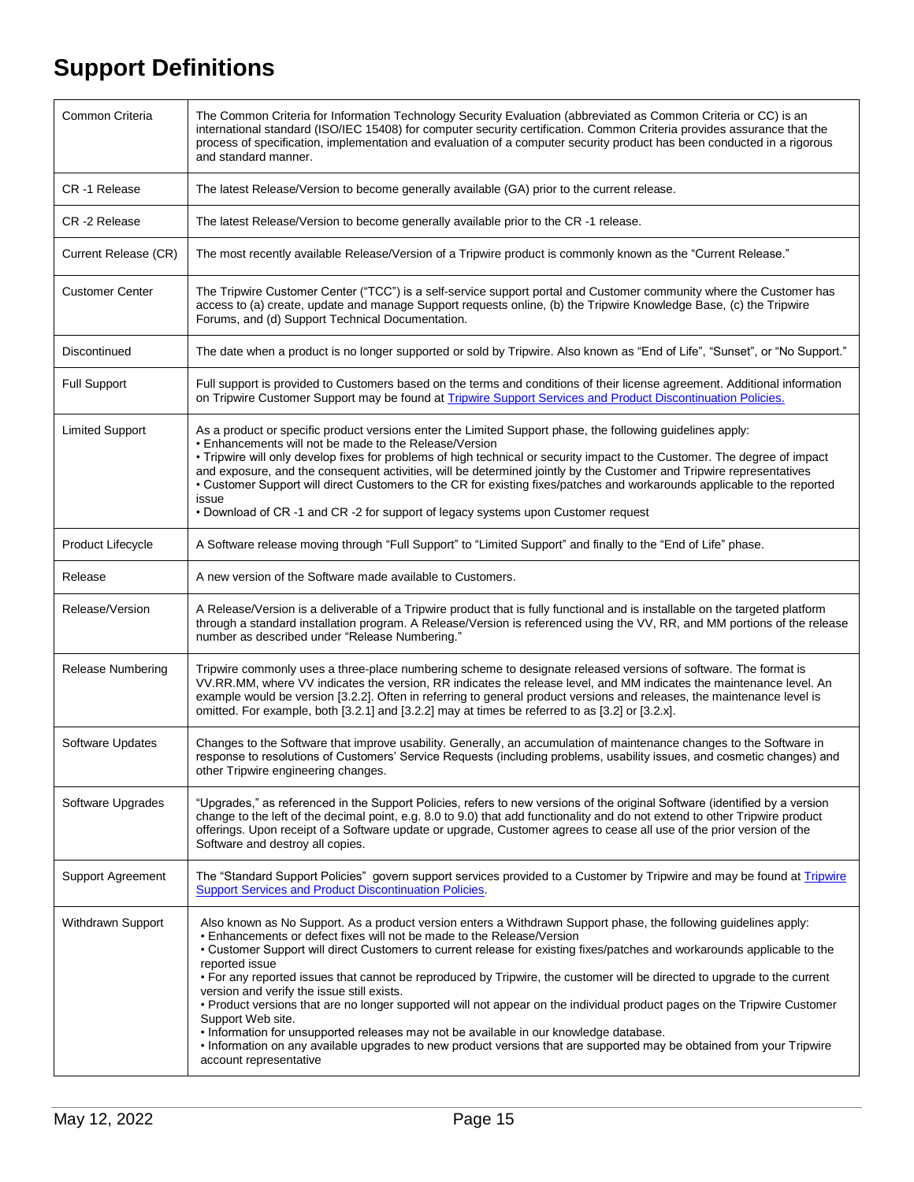# Support Definitions

| | |
|---|---|
| Common Criteria | The Common Criteria for Information Technology Security Evaluation (abbreviated as Common Criteria or CC) is an international standard (ISO/IEC 15408) for computer security certification. Common Criteria provides assurance that the process of specification, implementation and evaluation of a computer security product has been conducted in a rigorous and standard manner. |
| CR -1 Release | The latest Release/Version to become generally available (GA) prior to the current release. |
| CR -2 Release | The latest Release/Version to become generally available prior to the CR -1 release. |
| Current Release (CR) | The most recently available Release/Version of a Tripwire product is commonly known as the "Current Release." |
| Customer Center | The Tripwire Customer Center ("TCC") is a self-service support portal and Customer community where the Customer has access to (a) create, update and manage Support requests online, (b) the Tripwire Knowledge Base, (c) the Tripwire Forums, and (d) Support Technical Documentation. |
| Discontinued | The date when a product is no longer supported or sold by Tripwire. Also known as "End of Life", "Sunset", or "No Support." |
| Full Support | Full support is provided to Customers based on the terms and conditions of their license agreement. Additional information on Tripwire Customer Support may be found at [Tripwire Support Services and Product Discontinuation Policies.](#) |
| Limited Support | As a product or specific product versions enter the Limited Support phase, the following guidelines apply:<br>• Enhancements will not be made to the Release/Version<br>• Tripwire will only develop fixes for problems of high technical or security impact to the Customer. The degree of impact and exposure, and the consequent activities, will be determined jointly by the Customer and Tripwire representatives<br>• Customer Support will direct Customers to the CR for existing fixes/patches and workarounds applicable to the reported issue<br>• Download of CR -1 and CR -2 for support of legacy systems upon Customer request |
| Product Lifecycle | A Software release moving through "Full Support" to "Limited Support" and finally to the "End of Life" phase. |
| Release | A new version of the Software made available to Customers. |
| Release/Version | A Release/Version is a deliverable of a Tripwire product that is fully functional and is installable on the targeted platform through a standard installation program. A Release/Version is referenced using the VV, RR, and MM portions of the release number as described under "Release Numbering." |
| Release Numbering | Tripwire commonly uses a three-place numbering scheme to designate released versions of software. The format is VV.RR.MM, where VV indicates the version, RR indicates the release level, and MM indicates the maintenance level. An example would be version [3.2.2]. Often in referring to general product versions and releases, the maintenance level is omitted. For example, both [3.2.1] and [3.2.2] may at times be referred to as [3.2] or [3.2.x]. |
| Software Updates | Changes to the Software that improve usability. Generally, an accumulation of maintenance changes to the Software in response to resolutions of Customers' Service Requests (including problems, usability issues, and cosmetic changes) and other Tripwire engineering changes. |
| Software Upgrades | "Upgrades," as referenced in the Support Policies, refers to new versions of the original Software (identified by a version change to the left of the decimal point, e.g. 8.0 to 9.0) that add functionality and do not extend to other Tripwire product offerings. Upon receipt of a Software update or upgrade, Customer agrees to cease all use of the prior version of the Software and destroy all copies. |
| Support Agreement | The "Standard Support Policies" govern support services provided to a Customer by Tripwire and may be found at [Tripwire Support Services and Product Discontinuation Policies](#). |
| Withdrawn Support | Also known as No Support. As a product version enters a Withdrawn Support phase, the following guidelines apply:<br>• Enhancements or defect fixes will not be made to the Release/Version<br>• Customer Support will direct Customers to current release for existing fixes/patches and workarounds applicable to the reported issue<br>• For any reported issues that cannot be reproduced by Tripwire, the customer will be directed to upgrade to the current version and verify the issue still exists.<br>• Product versions that are no longer supported will not appear on the individual product pages on the Tripwire Customer Support Web site.<br>• Information for unsupported releases may not be available in our knowledge database.<br>• Information on any available upgrades to new product versions that are supported may be obtained from your Tripwire account representative |

May 12, 2022